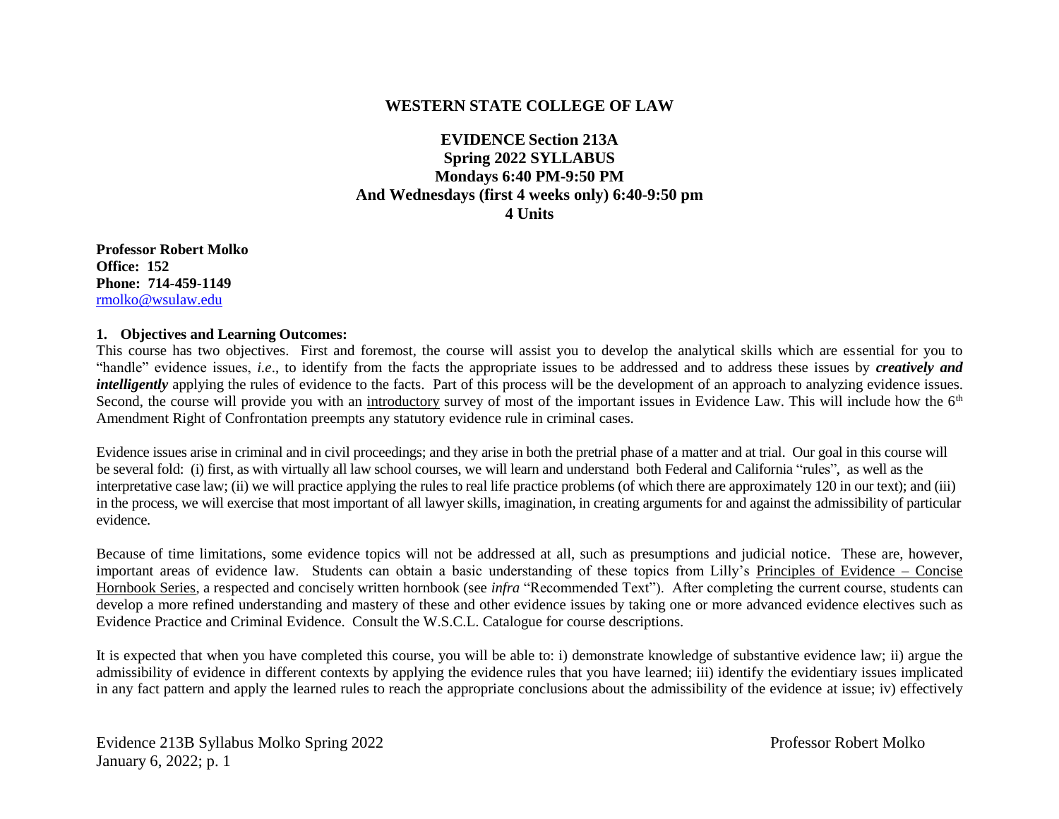**WESTERN STATE COLLEGE OF LAW**

**EVIDENCE Section 213A**
**Spring 2022 SYLLABUS**
**Mondays 6:40 PM-9:50 PM**
**And Wednesdays (first 4 weeks only) 6:40-9:50 pm**
**4 Units**

**Professor Robert Molko**
**Office: 152**
**Phone: 714-459-1149**
rmolko@wsulaw.edu

## 1. Objectives and Learning Outcomes:

This course has two objectives. First and foremost, the course will assist you to develop the analytical skills which are essential for you to "handle" evidence issues, *i.e*., to identify from the facts the appropriate issues to be addressed and to address these issues by ***creatively and intelligently*** applying the rules of evidence to the facts. Part of this process will be the development of an approach to analyzing evidence issues. Second, the course will provide you with an introductory survey of most of the important issues in Evidence Law. This will include how the 6th Amendment Right of Confrontation preempts any statutory evidence rule in criminal cases.

Evidence issues arise in criminal and in civil proceedings; and they arise in both the pretrial phase of a matter and at trial. Our goal in this course will be several fold: (i) first, as with virtually all law school courses, we will learn and understand both Federal and California "rules", as well as the interpretative case law; (ii) we will practice applying the rules to real life practice problems (of which there are approximately 120 in our text); and (iii) in the process, we will exercise that most important of all lawyer skills, imagination, in creating arguments for and against the admissibility of particular evidence.

Because of time limitations, some evidence topics will not be addressed at all, such as presumptions and judicial notice. These are, however, important areas of evidence law. Students can obtain a basic understanding of these topics from Lilly's Principles of Evidence – Concise Hornbook Series, a respected and concisely written hornbook (see *infra* "Recommended Text"). After completing the current course, students can develop a more refined understanding and mastery of these and other evidence issues by taking one or more advanced evidence electives such as Evidence Practice and Criminal Evidence. Consult the W.S.C.L. Catalogue for course descriptions.

It is expected that when you have completed this course, you will be able to: i) demonstrate knowledge of substantive evidence law; ii) argue the admissibility of evidence in different contexts by applying the evidence rules that you have learned; iii) identify the evidentiary issues implicated in any fact pattern and apply the learned rules to reach the appropriate conclusions about the admissibility of the evidence at issue; iv) effectively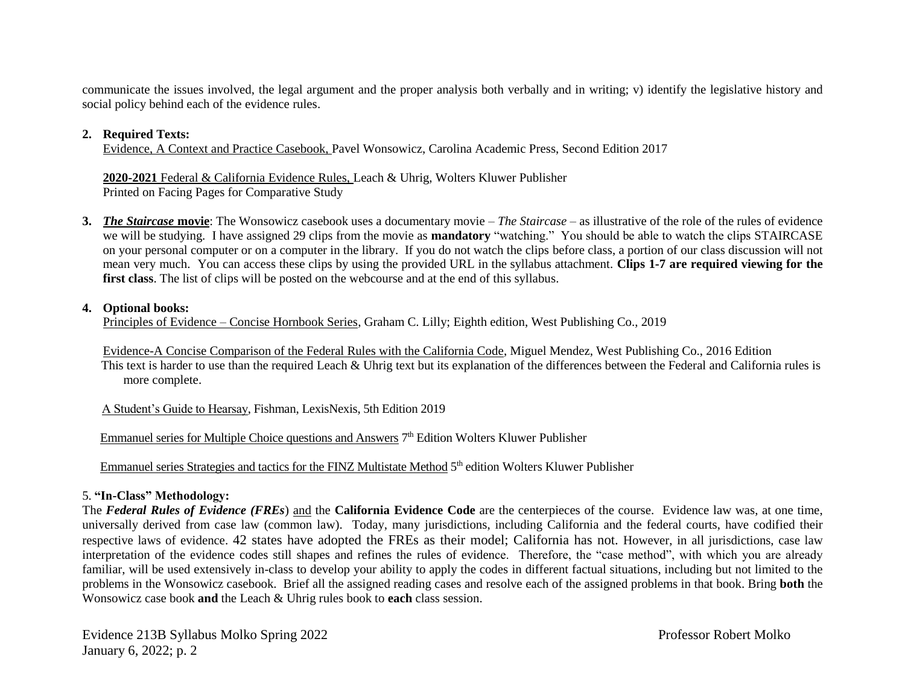communicate the issues involved, the legal argument and the proper analysis both verbally and in writing; v) identify the legislative history and social policy behind each of the evidence rules.

2. **Required Texts:**
   Evidence, A Context and Practice Casebook, Pavel Wonsowicz, Carolina Academic Press, Second Edition 2017

   **2020-2021** Federal & California Evidence Rules, Leach & Uhrig, Wolters Kluwer Publisher
   Printed on Facing Pages for Comparative Study

3. ***The Staircase* movie**: The Wonsowicz casebook uses a documentary movie – *The Staircase* – as illustrative of the role of the rules of evidence we will be studying. I have assigned 29 clips from the movie as **mandatory** "watching." You should be able to watch the clips STAIRCASE on your personal computer or on a computer in the library. If you do not watch the clips before class, a portion of our class discussion will not mean very much. You can access these clips by using the provided URL in the syllabus attachment. **Clips 1-7 are required viewing for the first class**. The list of clips will be posted on the webcourse and at the end of this syllabus.

4. **Optional books:**
   Principles of Evidence – Concise Hornbook Series, Graham C. Lilly; Eighth edition, West Publishing Co., 2019

   Evidence-A Concise Comparison of the Federal Rules with the California Code, Miguel Mendez, West Publishing Co., 2016 Edition
   This text is harder to use than the required Leach & Uhrig text but its explanation of the differences between the Federal and California rules is more complete.

   A Student's Guide to Hearsay, Fishman, LexisNexis, 5th Edition 2019

   Emmanuel series for Multiple Choice questions and Answers 7th Edition Wolters Kluwer Publisher

   Emmanuel series Strategies and tactics for the FINZ Multistate Method 5th edition Wolters Kluwer Publisher

5. **"In-Class" Methodology:**

The ***Federal Rules of Evidence (FREs)*** and the **California Evidence Code** are the centerpieces of the course. Evidence law was, at one time, universally derived from case law (common law). Today, many jurisdictions, including California and the federal courts, have codified their respective laws of evidence. 42 states have adopted the FREs as their model; California has not. However, in all jurisdictions, case law interpretation of the evidence codes still shapes and refines the rules of evidence. Therefore, the "case method", with which you are already familiar, will be used extensively in-class to develop your ability to apply the codes in different factual situations, including but not limited to the problems in the Wonsowicz casebook. Brief all the assigned reading cases and resolve each of the assigned problems in that book. Bring **both** the Wonsowicz case book **and** the Leach & Uhrig rules book to **each** class session.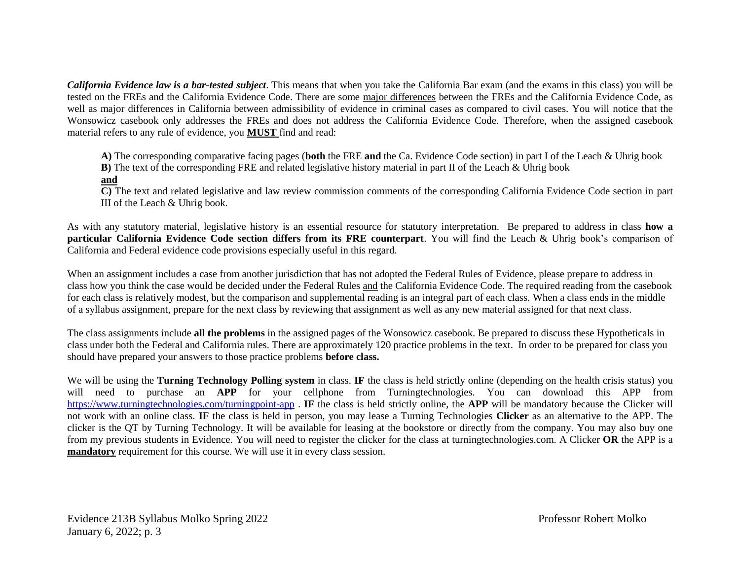***California Evidence law is a bar-tested subject***. This means that when you take the California Bar exam (and the exams in this class) you will be tested on the FREs and the California Evidence Code. There are some <u>major differences</u> between the FREs and the California Evidence Code, as well as major differences in California between admissibility of evidence in criminal cases as compared to civil cases. You will notice that the Wonsowicz casebook only addresses the FREs and does not address the California Evidence Code. Therefore, when the assigned casebook material refers to any rule of evidence, you <u>**MUST**</u> find and read:

> **A)** The corresponding comparative facing pages (**both** the FRE **and** the Ca. Evidence Code section) in part I of the Leach & Uhrig book
> **B)** The text of the corresponding FRE and related legislative history material in part II of the Leach & Uhrig book
> <u>**and**</u>
> **C)** The text and related legislative and law review commission comments of the corresponding California Evidence Code section in part III of the Leach & Uhrig book.

As with any statutory material, legislative history is an essential resource for statutory interpretation. Be prepared to address in class **how a particular California Evidence Code section differs from its FRE counterpart**. You will find the Leach & Uhrig book's comparison of California and Federal evidence code provisions especially useful in this regard.

When an assignment includes a case from another jurisdiction that has not adopted the Federal Rules of Evidence, please prepare to address in class how you think the case would be decided under the Federal Rules <u>and</u> the California Evidence Code. The required reading from the casebook for each class is relatively modest, but the comparison and supplemental reading is an integral part of each class. When a class ends in the middle of a syllabus assignment, prepare for the next class by reviewing that assignment as well as any new material assigned for that next class.

The class assignments include **all the problems** in the assigned pages of the Wonsowicz casebook. <u>Be prepared to discuss these Hypotheticals</u> in class under both the Federal and California rules. There are approximately 120 practice problems in the text. In order to be prepared for class you should have prepared your answers to those practice problems **before class.**

We will be using the **Turning Technology Polling system** in class. **IF** the class is held strictly online (depending on the health crisis status) you will need to purchase an **APP** for your cellphone from Turningtechnologies. You can download this APP from https://www.turningtechnologies.com/turningpoint-app . **IF** the class is held strictly online, the **APP** will be mandatory because the Clicker will not work with an online class. **IF** the class is held in person, you may lease a Turning Technologies **Clicker** as an alternative to the APP. The clicker is the QT by Turning Technology. It will be available for leasing at the bookstore or directly from the company. You may also buy one from my previous students in Evidence. You will need to register the clicker for the class at turningtechnologies.com. A Clicker **OR** the APP is a <u>**mandatory**</u> requirement for this course. We will use it in every class session.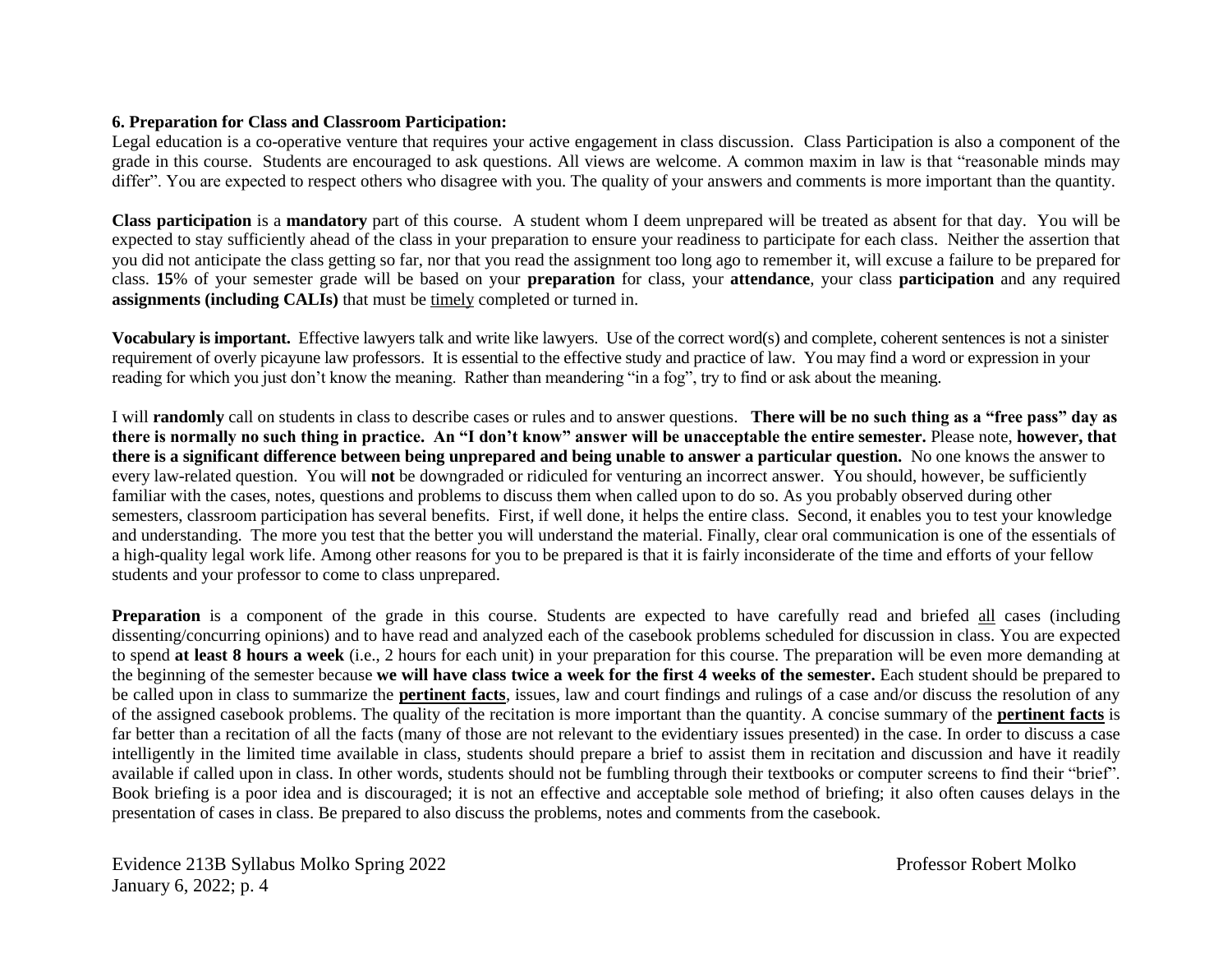**6. Preparation for Class and Classroom Participation:**

Legal education is a co-operative venture that requires your active engagement in class discussion. Class Participation is also a component of the grade in this course. Students are encouraged to ask questions. All views are welcome. A common maxim in law is that "reasonable minds may differ". You are expected to respect others who disagree with you. The quality of your answers and comments is more important than the quantity.

**Class participation** is a **mandatory** part of this course. A student whom I deem unprepared will be treated as absent for that day. You will be expected to stay sufficiently ahead of the class in your preparation to ensure your readiness to participate for each class. Neither the assertion that you did not anticipate the class getting so far, nor that you read the assignment too long ago to remember it, will excuse a failure to be prepared for class. **15**% of your semester grade will be based on your **preparation** for class, your **attendance**, your class **participation** and any required **assignments (including CALIs)** that must be timely completed or turned in.

**Vocabulary is important.** Effective lawyers talk and write like lawyers. Use of the correct word(s) and complete, coherent sentences is not a sinister requirement of overly picayune law professors. It is essential to the effective study and practice of law. You may find a word or expression in your reading for which you just don't know the meaning. Rather than meandering "in a fog", try to find or ask about the meaning.

I will **randomly** call on students in class to describe cases or rules and to answer questions. **There will be no such thing as a "free pass" day as there is normally no such thing in practice. An "I don't know" answer will be unacceptable the entire semester.** Please note, **however, that there is a significant difference between being unprepared and being unable to answer a particular question.** No one knows the answer to every law-related question. You will **not** be downgraded or ridiculed for venturing an incorrect answer. You should, however, be sufficiently familiar with the cases, notes, questions and problems to discuss them when called upon to do so. As you probably observed during other semesters, classroom participation has several benefits. First, if well done, it helps the entire class. Second, it enables you to test your knowledge and understanding. The more you test that the better you will understand the material. Finally, clear oral communication is one of the essentials of a high-quality legal work life. Among other reasons for you to be prepared is that it is fairly inconsiderate of the time and efforts of your fellow students and your professor to come to class unprepared.

**Preparation** is a component of the grade in this course. Students are expected to have carefully read and briefed all cases (including dissenting/concurring opinions) and to have read and analyzed each of the casebook problems scheduled for discussion in class. You are expected to spend **at least 8 hours a week** (i.e., 2 hours for each unit) in your preparation for this course. The preparation will be even more demanding at the beginning of the semester because **we will have class twice a week for the first 4 weeks of the semester.** Each student should be prepared to be called upon in class to summarize the **pertinent facts**, issues, law and court findings and rulings of a case and/or discuss the resolution of any of the assigned casebook problems. The quality of the recitation is more important than the quantity. A concise summary of the **pertinent facts** is far better than a recitation of all the facts (many of those are not relevant to the evidentiary issues presented) in the case. In order to discuss a case intelligently in the limited time available in class, students should prepare a brief to assist them in recitation and discussion and have it readily available if called upon in class. In other words, students should not be fumbling through their textbooks or computer screens to find their "brief". Book briefing is a poor idea and is discouraged; it is not an effective and acceptable sole method of briefing; it also often causes delays in the presentation of cases in class. Be prepared to also discuss the problems, notes and comments from the casebook.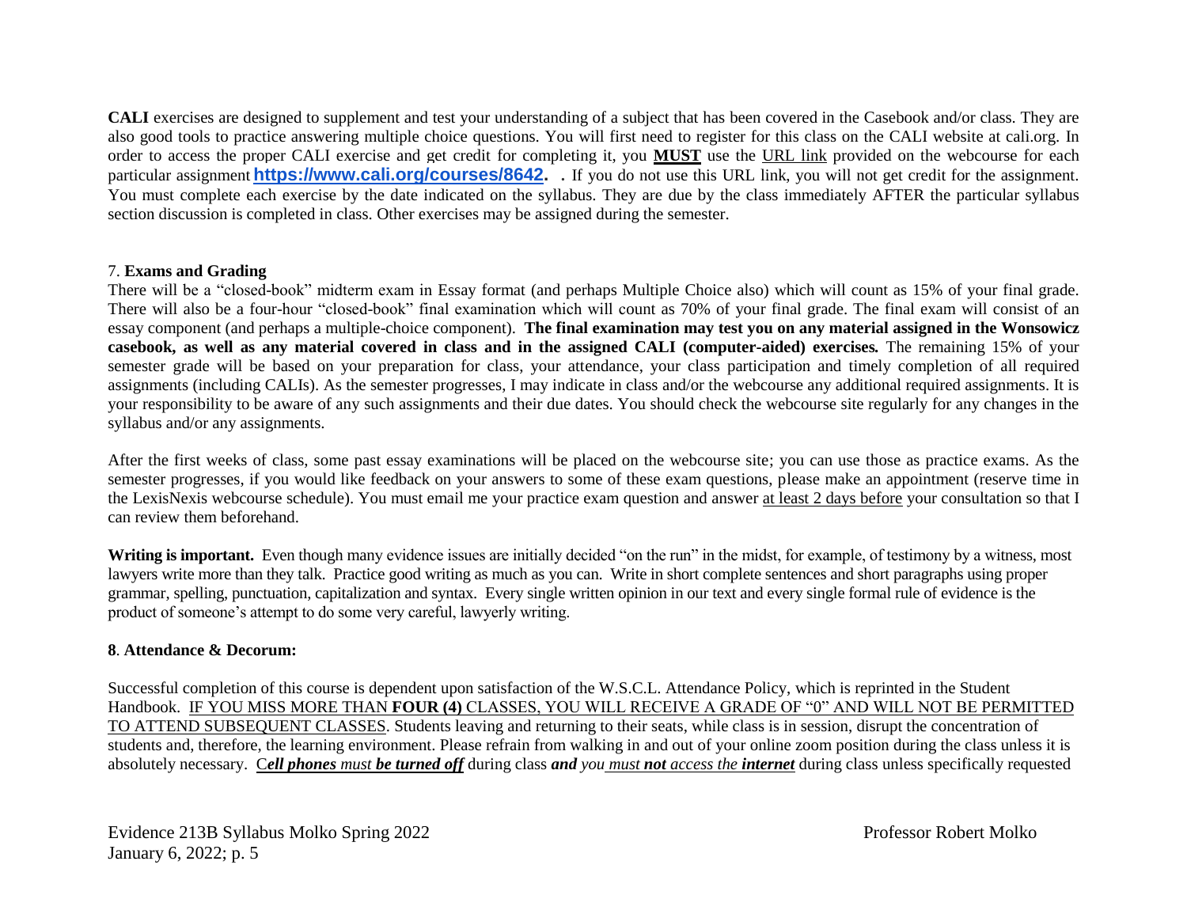**CALI** exercises are designed to supplement and test your understanding of a subject that has been covered in the Casebook and/or class. They are also good tools to practice answering multiple choice questions. You will first need to register for this class on the CALI website at cali.org. In order to access the proper CALI exercise and get credit for completing it, you **MUST** use the URL link provided on the webcourse for each particular assignment **https://www.cali.org/courses/8642.** . If you do not use this URL link, you will not get credit for the assignment. You must complete each exercise by the date indicated on the syllabus. They are due by the class immediately AFTER the particular syllabus section discussion is completed in class. Other exercises may be assigned during the semester.

7. **Exams and Grading**

There will be a "closed-book" midterm exam in Essay format (and perhaps Multiple Choice also) which will count as 15% of your final grade. There will also be a four-hour "closed-book" final examination which will count as 70% of your final grade. The final exam will consist of an essay component (and perhaps a multiple-choice component). **The final examination may test you on any material assigned in the Wonsowicz casebook, as well as any material covered in class and in the assigned CALI (computer-aided) exercises.** The remaining 15% of your semester grade will be based on your preparation for class, your attendance, your class participation and timely completion of all required assignments (including CALIs). As the semester progresses, I may indicate in class and/or the webcourse any additional required assignments. It is your responsibility to be aware of any such assignments and their due dates. You should check the webcourse site regularly for any changes in the syllabus and/or any assignments.

After the first weeks of class, some past essay examinations will be placed on the webcourse site; you can use those as practice exams. As the semester progresses, if you would like feedback on your answers to some of these exam questions, please make an appointment (reserve time in the LexisNexis webcourse schedule). You must email me your practice exam question and answer at least 2 days before your consultation so that I can review them beforehand.

**Writing is important.** Even though many evidence issues are initially decided "on the run" in the midst, for example, of testimony by a witness, most lawyers write more than they talk. Practice good writing as much as you can. Write in short complete sentences and short paragraphs using proper grammar, spelling, punctuation, capitalization and syntax. Every single written opinion in our text and every single formal rule of evidence is the product of someone's attempt to do some very careful, lawyerly writing.

**8. Attendance & Decorum:**

Successful completion of this course is dependent upon satisfaction of the W.S.C.L. Attendance Policy, which is reprinted in the Student Handbook. IF YOU MISS MORE THAN **FOUR (4)** CLASSES, YOU WILL RECEIVE A GRADE OF "0" AND WILL NOT BE PERMITTED TO ATTEND SUBSEQUENT CLASSES. Students leaving and returning to their seats, while class is in session, disrupt the concentration of students and, therefore, the learning environment. Please refrain from walking in and out of your online zoom position during the class unless it is absolutely necessary. ***Cell phones** must **be turned off*** during class ***and** you must **not** access the **internet*** during class unless specifically requested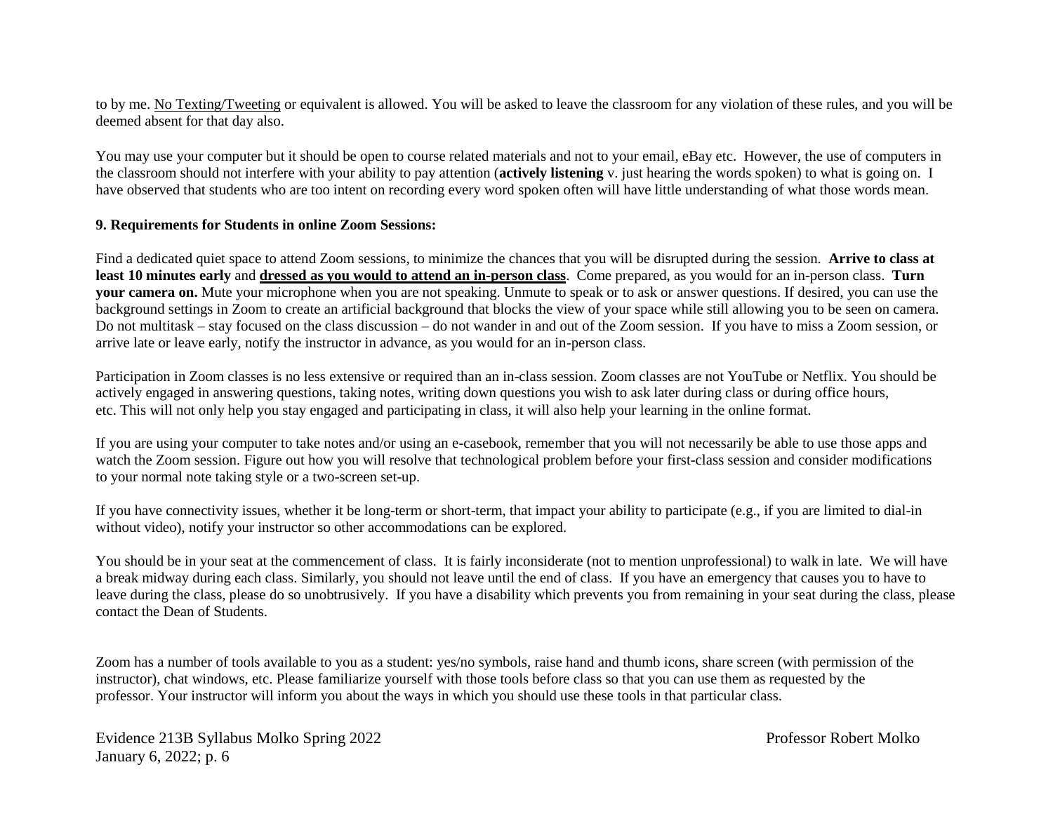to by me. No Texting/Tweeting or equivalent is allowed. You will be asked to leave the classroom for any violation of these rules, and you will be deemed absent for that day also.

You may use your computer but it should be open to course related materials and not to your email, eBay etc. However, the use of computers in the classroom should not interfere with your ability to pay attention (**actively listening** v. just hearing the words spoken) to what is going on. I have observed that students who are too intent on recording every word spoken often will have little understanding of what those words mean.

**9. Requirements for Students in online Zoom Sessions:**

Find a dedicated quiet space to attend Zoom sessions, to minimize the chances that you will be disrupted during the session. **Arrive to class at least 10 minutes early** and **dressed as you would to attend an in-person class**. Come prepared, as you would for an in-person class. **Turn your camera on.** Mute your microphone when you are not speaking. Unmute to speak or to ask or answer questions. If desired, you can use the background settings in Zoom to create an artificial background that blocks the view of your space while still allowing you to be seen on camera. Do not multitask – stay focused on the class discussion – do not wander in and out of the Zoom session. If you have to miss a Zoom session, or arrive late or leave early, notify the instructor in advance, as you would for an in-person class.

Participation in Zoom classes is no less extensive or required than an in-class session. Zoom classes are not YouTube or Netflix. You should be actively engaged in answering questions, taking notes, writing down questions you wish to ask later during class or during office hours, etc. This will not only help you stay engaged and participating in class, it will also help your learning in the online format.

If you are using your computer to take notes and/or using an e-casebook, remember that you will not necessarily be able to use those apps and watch the Zoom session. Figure out how you will resolve that technological problem before your first-class session and consider modifications to your normal note taking style or a two-screen set-up.

If you have connectivity issues, whether it be long-term or short-term, that impact your ability to participate (e.g., if you are limited to dial-in without video), notify your instructor so other accommodations can be explored.

You should be in your seat at the commencement of class. It is fairly inconsiderate (not to mention unprofessional) to walk in late. We will have a break midway during each class. Similarly, you should not leave until the end of class. If you have an emergency that causes you to have to leave during the class, please do so unobtrusively. If you have a disability which prevents you from remaining in your seat during the class, please contact the Dean of Students.

Zoom has a number of tools available to you as a student: yes/no symbols, raise hand and thumb icons, share screen (with permission of the instructor), chat windows, etc. Please familiarize yourself with those tools before class so that you can use them as requested by the professor. Your instructor will inform you about the ways in which you should use these tools in that particular class.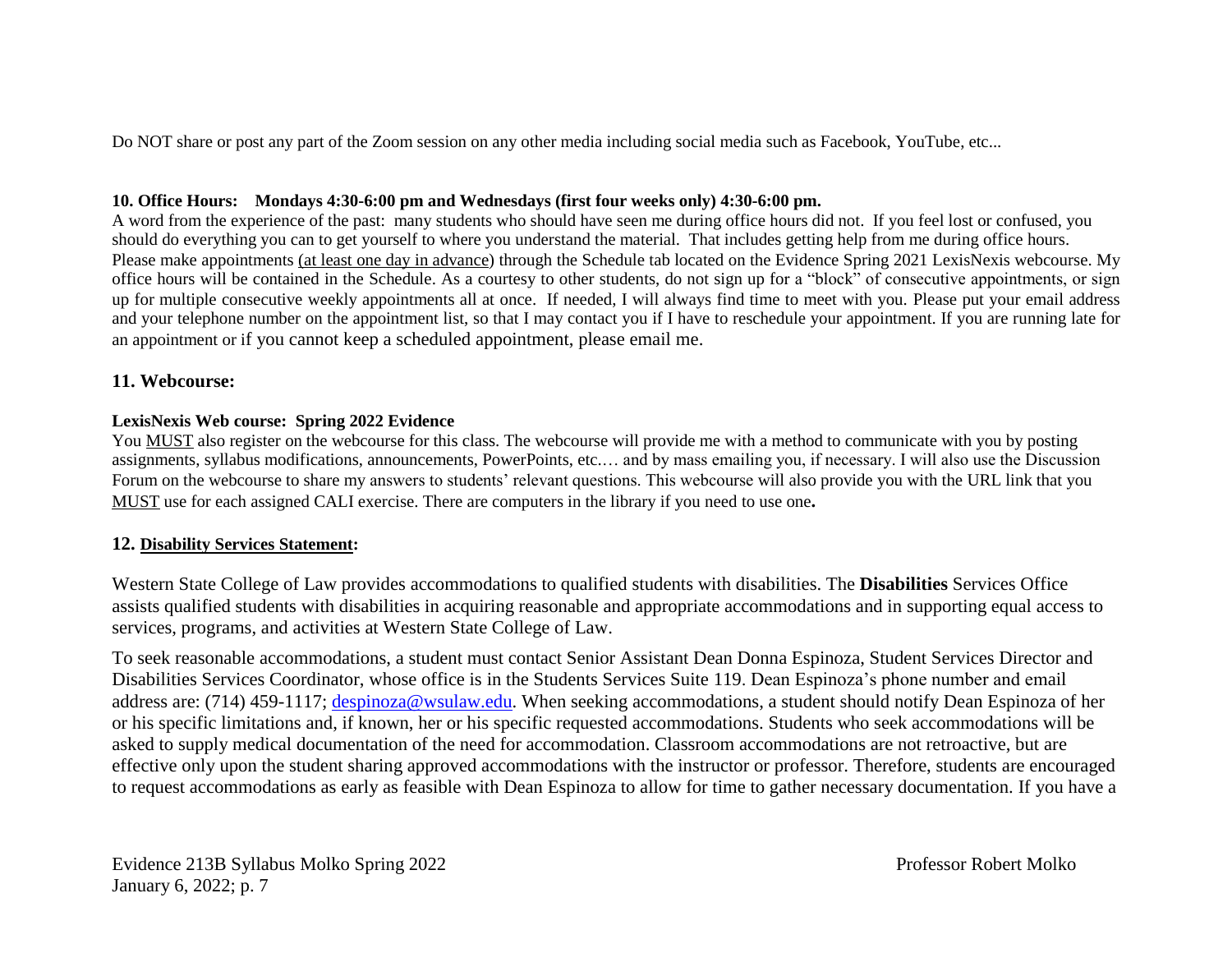Do NOT share or post any part of the Zoom session on any other media including social media such as Facebook, YouTube, etc...

**10. Office Hours: Mondays 4:30-6:00 pm and Wednesdays (first four weeks only) 4:30-6:00 pm.**

A word from the experience of the past: many students who should have seen me during office hours did not. If you feel lost or confused, you should do everything you can to get yourself to where you understand the material. That includes getting help from me during office hours. Please make appointments (at least one day in advance) through the Schedule tab located on the Evidence Spring 2021 LexisNexis webcourse. My office hours will be contained in the Schedule. As a courtesy to other students, do not sign up for a "block" of consecutive appointments, or sign up for multiple consecutive weekly appointments all at once. If needed, I will always find time to meet with you. Please put your email address and your telephone number on the appointment list, so that I may contact you if I have to reschedule your appointment. If you are running late for an appointment or if you cannot keep a scheduled appointment, please email me.

## 11. Webcourse:

**LexisNexis Web course: Spring 2022 Evidence**

You MUST also register on the webcourse for this class. The webcourse will provide me with a method to communicate with you by posting assignments, syllabus modifications, announcements, PowerPoints, etc.… and by mass emailing you, if necessary. I will also use the Discussion Forum on the webcourse to share my answers to students' relevant questions. This webcourse will also provide you with the URL link that you MUST use for each assigned CALI exercise. There are computers in the library if you need to use one**.**

## 12. Disability Services Statement:

Western State College of Law provides accommodations to qualified students with disabilities. The **Disabilities** Services Office assists qualified students with disabilities in acquiring reasonable and appropriate accommodations and in supporting equal access to services, programs, and activities at Western State College of Law.

To seek reasonable accommodations, a student must contact Senior Assistant Dean Donna Espinoza, Student Services Director and Disabilities Services Coordinator, whose office is in the Students Services Suite 119. Dean Espinoza's phone number and email address are: (714) 459-1117; despinoza@wsulaw.edu. When seeking accommodations, a student should notify Dean Espinoza of her or his specific limitations and, if known, her or his specific requested accommodations. Students who seek accommodations will be asked to supply medical documentation of the need for accommodation. Classroom accommodations are not retroactive, but are effective only upon the student sharing approved accommodations with the instructor or professor. Therefore, students are encouraged to request accommodations as early as feasible with Dean Espinoza to allow for time to gather necessary documentation. If you have a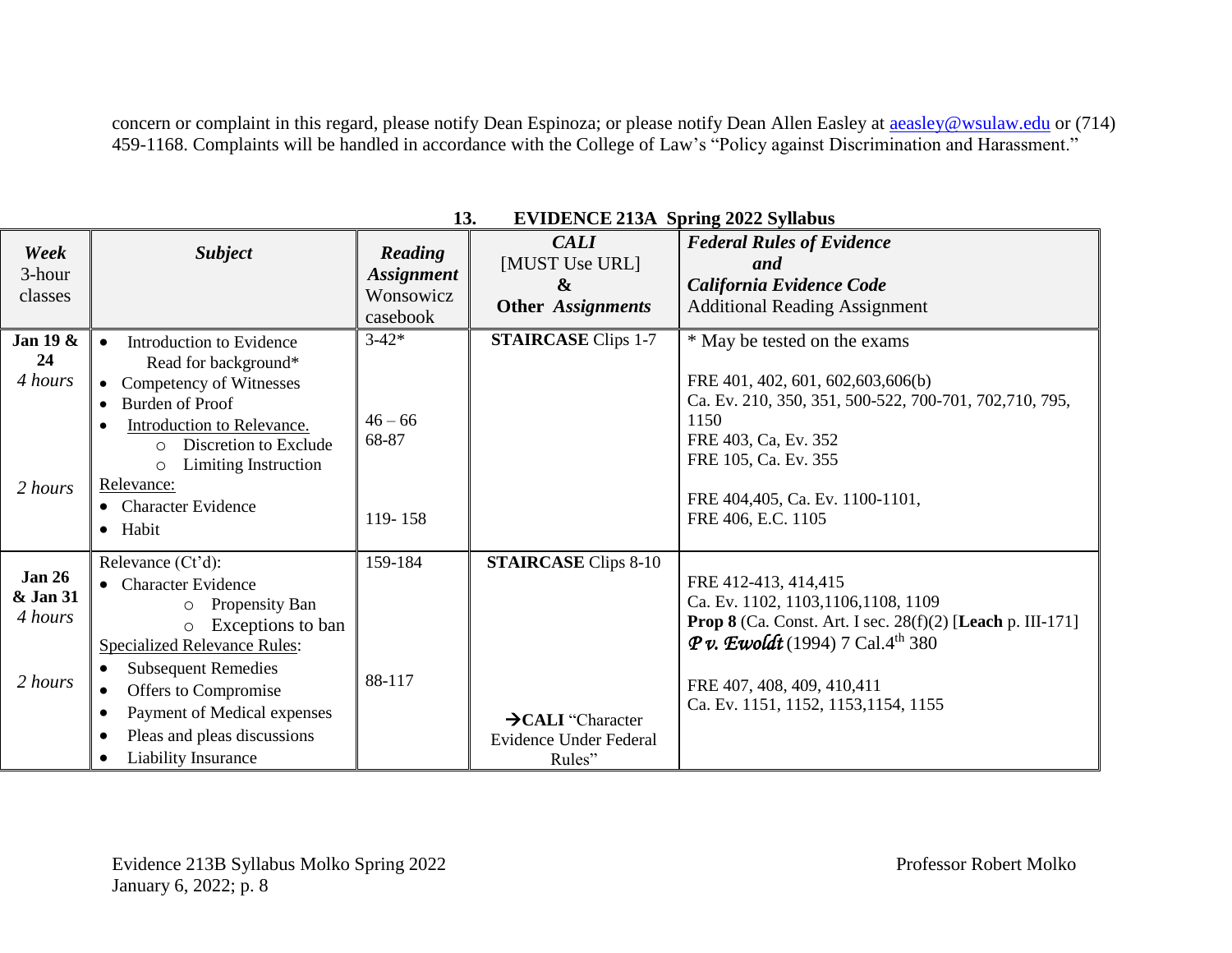concern or complaint in this regard, please notify Dean Espinoza; or please notify Dean Allen Easley at aeasley@wsulaw.edu or (714) 459-1168. Complaints will be handled in accordance with the College of Law's "Policy against Discrimination and Harassment."

## 13. EVIDENCE 213A Spring 2022 Syllabus

| ***Week*** 3-hour classes | ***Subject*** | ***Reading Assignment*** Wonsowicz casebook | ***CALI*** [MUST Use URL] **&** **Other *Assignments*** | ***Federal Rules of Evidence and California Evidence Code*** Additional Reading Assignment |
|---|---|---|---|---|
| **Jan 19 & 24** *4 hours* | • Introduction to Evidence Read for background* • Competency of Witnesses • Burden of Proof • Introduction to Relevance. ○ Discretion to Exclude ○ Limiting Instruction | 3-42* 46 – 66 68-87 | **STAIRCASE** Clips 1-7 | * May be tested on the exams FRE 401, 402, 601, 602,603,606(b) Ca. Ev. 210, 350, 351, 500-522, 700-701, 702,710, 795, 1150 FRE 403, Ca, Ev. 352 FRE 105, Ca. Ev. 355 |
| *2 hours* | Relevance: • Character Evidence • Habit | 119- 158 | | FRE 404,405, Ca. Ev. 1100-1101, FRE 406, E.C. 1105 |
| **Jan 26 & Jan 31** *4 hours* | Relevance (Ct'd): • Character Evidence ○ Propensity Ban ○ Exceptions to ban | 159-184 | **STAIRCASE** Clips 8-10 | FRE 412-413, 414,415 Ca. Ev. 1102, 1103,1106,1108, 1109 **Prop 8** (Ca. Const. Art. I sec. 28(f)(2) [**Leach** p. III-171] ***P v. Ewoldt*** (1994) 7 Cal.4th 380 |
| *2 hours* | Specialized Relevance Rules: • Subsequent Remedies • Offers to Compromise • Payment of Medical expenses • Pleas and pleas discussions • Liability Insurance | 88-117 | →**CALI** "Character Evidence Under Federal Rules" | FRE 407, 408, 409, 410,411 Ca. Ev. 1151, 1152, 1153,1154, 1155 |

Evidence 213B Syllabus Molko Spring 2022
January 6, 2022; p. 8

Professor Robert Molko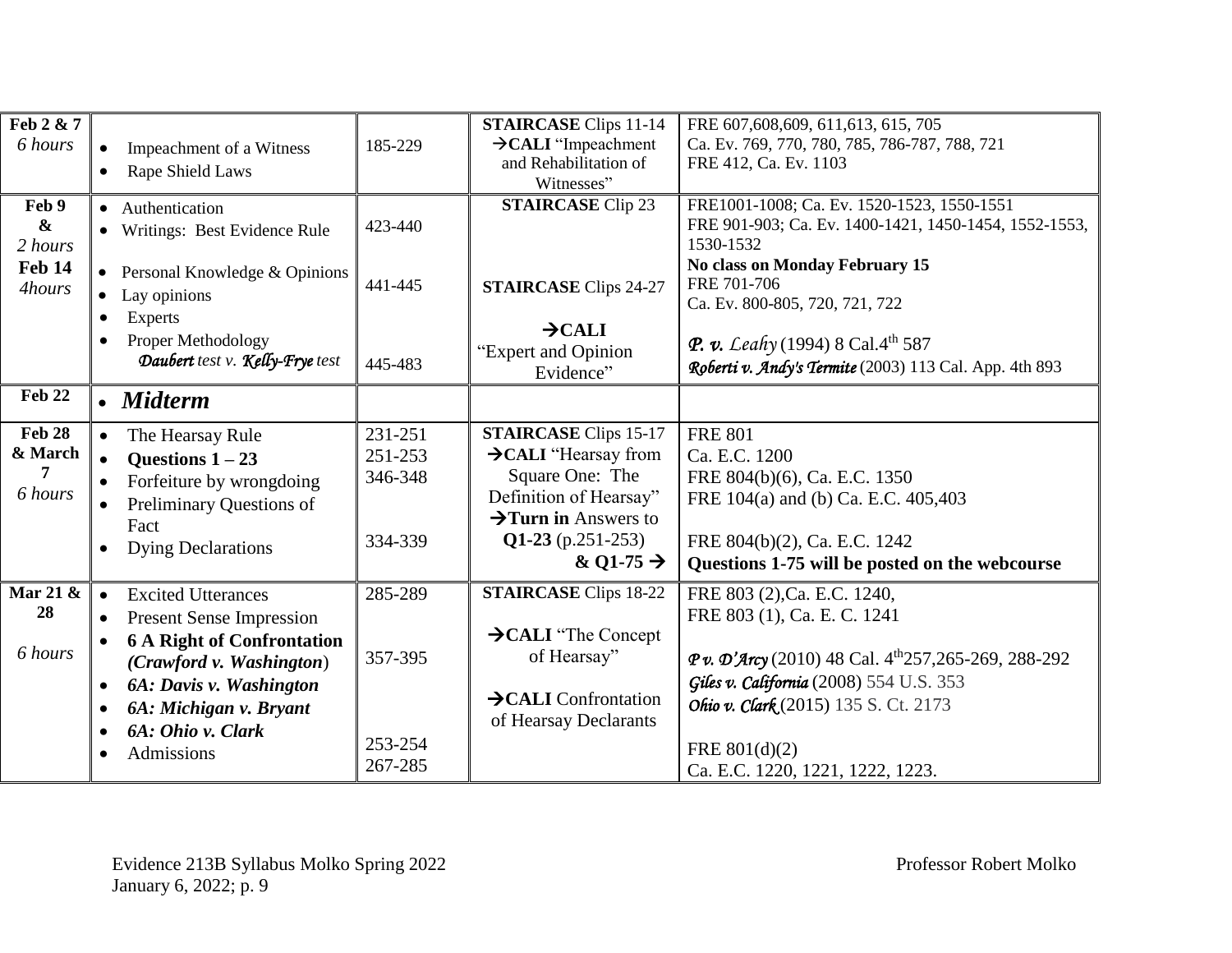| | | | | |
|---|---|---|---|---|
| **Feb 2 & 7** *6 hours* | • Impeachment of a Witness<br>• Rape Shield Laws | 185-229 | **STAIRCASE** Clips 11-14<br>→**CALI** "Impeachment and Rehabilitation of Witnesses" | FRE 607,608,609, 611,613, 615, 705<br>Ca. Ev. 769, 770, 780, 785, 786-787, 788, 721<br>FRE 412, Ca. Ev. 1103 |
| **Feb 9 &** *2 hours*<br>**Feb 14** *4hours* | • Authentication<br>• Writings: Best Evidence Rule<br>• Personal Knowledge & Opinions<br>• Lay opinions<br>• Experts<br>• Proper Methodology<br>*Daubert test v. Kelly-Frye test* | 423-440<br><br>441-445<br><br>445-483 | **STAIRCASE** Clip 23<br><br>**STAIRCASE** Clips 24-27<br><br>→**CALI** "Expert and Opinion Evidence" | FRE1001-1008; Ca. Ev. 1520-1523, 1550-1551<br>FRE 901-903; Ca. Ev. 1400-1421, 1450-1454, 1552-1553, 1530-1532<br>**No class on Monday February 15**<br>FRE 701-706<br>Ca. Ev. 800-805, 720, 721, 722<br><br>*P. v. Leahy* (1994) 8 Cal.4th 587<br>*Roberti v. Andy's Termite* (2003) 113 Cal. App. 4th 893 |
| **Feb 22** | • ***Midterm*** | | | |
| **Feb 28 & March 7** *6 hours* | • The Hearsay Rule<br>• **Questions 1 – 23**<br>• Forfeiture by wrongdoing<br>• Preliminary Questions of Fact<br>• Dying Declarations | 231-251<br>251-253<br>346-348<br><br>334-339 | **STAIRCASE** Clips 15-17<br>→**CALI** "Hearsay from Square One: The Definition of Hearsay"<br>→**Turn in** Answers to **Q1-23** (p.251-253) **& Q1-75** → | FRE 801<br>Ca. E.C. 1200<br>FRE 804(b)(6), Ca. E.C. 1350<br>FRE 104(a) and (b) Ca. E.C. 405,403<br><br>FRE 804(b)(2), Ca. E.C. 1242<br>**Questions 1-75 will be posted on the webcourse** |
| **Mar 21 & 28** *6 hours* | • Excited Utterances<br>• Present Sense Impression<br>• ***6 A Right of Confrontation (Crawford v. Washington)***<br>• ***6A: Davis v. Washington***<br>• ***6A: Michigan v. Bryant***<br>• ***6A: Ohio v. Clark***<br>• Admissions | 285-289<br><br>357-395<br><br>253-254<br>267-285 | **STAIRCASE** Clips 18-22<br><br>→**CALI** "The Concept of Hearsay"<br><br>→**CALI** Confrontation of Hearsay Declarants | FRE 803 (2),Ca. E.C. 1240,<br>FRE 803 (1), Ca. E. C. 1241<br><br>*P v. D'Arcy* (2010) 48 Cal. 4th257,265-269, 288-292<br>*Giles v. California* (2008) 554 U.S. 353<br>*Ohio v. Clark* (2015) 135 S. Ct. 2173<br><br>FRE 801(d)(2)<br>Ca. E.C. 1220, 1221, 1222, 1223. |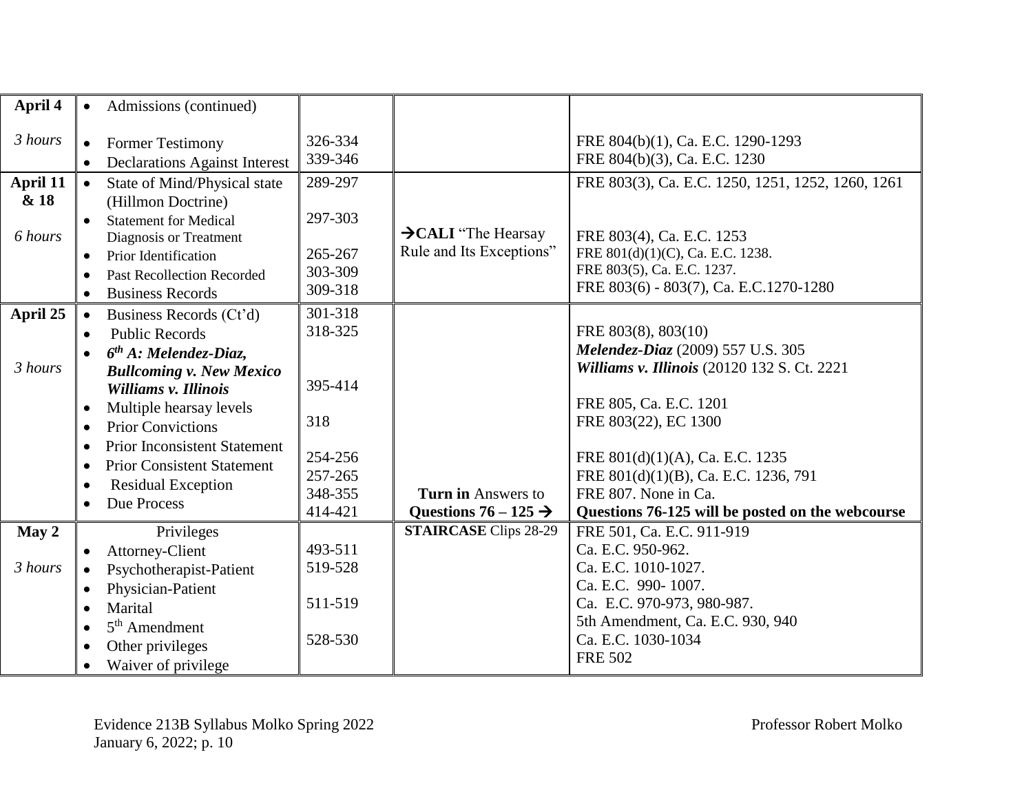| | | | | |
|---|---|---|---|---|
| **April 4**<br><br>*3 hours* | • Admissions (continued)<br><br>• Former Testimony<br>• Declarations Against Interest | <br><br>326-334<br>339-346 | | <br><br>FRE 804(b)(1), Ca. E.C. 1290-1293<br>FRE 804(b)(3), Ca. E.C. 1230 |
| **April 11 & 18**<br><br>*6 hours* | • State of Mind/Physical state (Hillmon Doctrine)<br>• Statement for Medical Diagnosis or Treatment<br>• Prior Identification<br>• Past Recollection Recorded<br>• Business Records | 289-297<br><br>297-303<br><br>265-267<br>303-309<br>309-318 | →**CALI** "The Hearsay Rule and Its Exceptions" | FRE 803(3), Ca. E.C. 1250, 1251, 1252, 1260, 1261<br><br>FRE 803(4), Ca. E.C. 1253<br>FRE 801(d)(1)(C), Ca. E.C. 1238.<br>FRE 803(5), Ca. E.C. 1237.<br>FRE 803(6) - 803(7), Ca. E.C.1270-1280 |
| **April 25**<br><br>*3 hours* | • Business Records (Ct'd)<br>• Public Records<br>• ***6th A: Melendez-Diaz, Bullcoming v. New Mexico Williams v. Illinois***<br>• Multiple hearsay levels<br>• Prior Convictions<br>• Prior Inconsistent Statement<br>• Prior Consistent Statement<br>• Residual Exception<br>• Due Process | 301-318<br>318-325<br><br><br>395-414<br><br>318<br><br>254-256<br>257-265<br>348-355<br>414-421 | **Turn in** Answers to **Questions 76 – 125 →** | <br>FRE 803(8), 803(10)<br>***Melendez-Diaz*** (2009) 557 U.S. 305<br>***Williams v. Illinois*** (20120 132 S. Ct. 2221<br><br>FRE 805, Ca. E.C. 1201<br>FRE 803(22), EC 1300<br><br>FRE 801(d)(1)(A), Ca. E.C. 1235<br>FRE 801(d)(1)(B), Ca. E.C. 1236, 791<br>FRE 807. None in Ca.<br>**Questions 76-125 will be posted on the webcourse** |
| **May 2**<br><br>*3 hours* | Privileges<br>• Attorney-Client<br>• Psychotherapist-Patient<br>• Physician-Patient<br>• Marital<br>• 5th Amendment<br>• Other privileges<br>• Waiver of privilege | <br>493-511<br>519-528<br><br>511-519<br><br>528-530 | **STAIRCASE** Clips 28-29 | FRE 501, Ca. E.C. 911-919<br>Ca. E.C. 950-962.<br>Ca. E.C. 1010-1027.<br>Ca. E.C. 990- 1007.<br>Ca. E.C. 970-973, 980-987.<br>5th Amendment, Ca. E.C. 930, 940<br>Ca. E.C. 1030-1034<br>FRE 502 |

Evidence 213B Syllabus Molko Spring 2022 — Professor Robert Molko
January 6, 2022; p. 10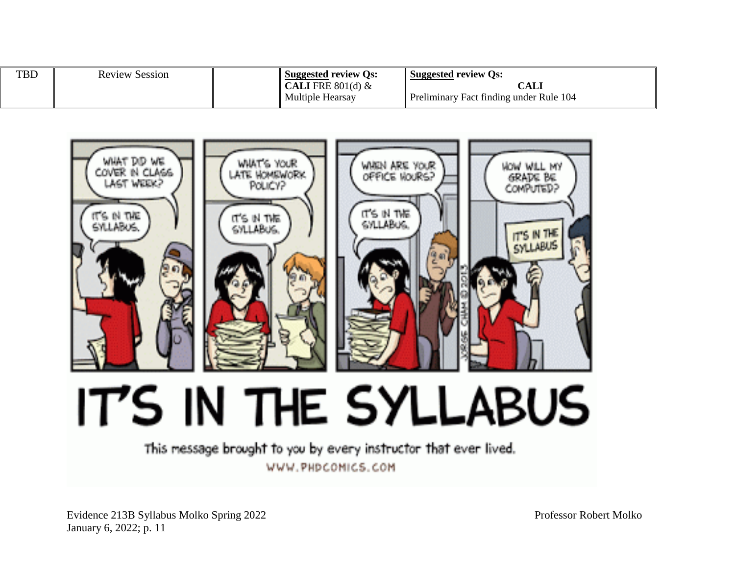| TBD | Review Session | | **<u>Suggested</u> review Qs:** **CALI** FRE 801(d) & Multiple Hearsay | **<u>Suggested</u> review Qs:** **CALI** Preliminary Fact finding under Rule 104 |
|---|---|---|---|---|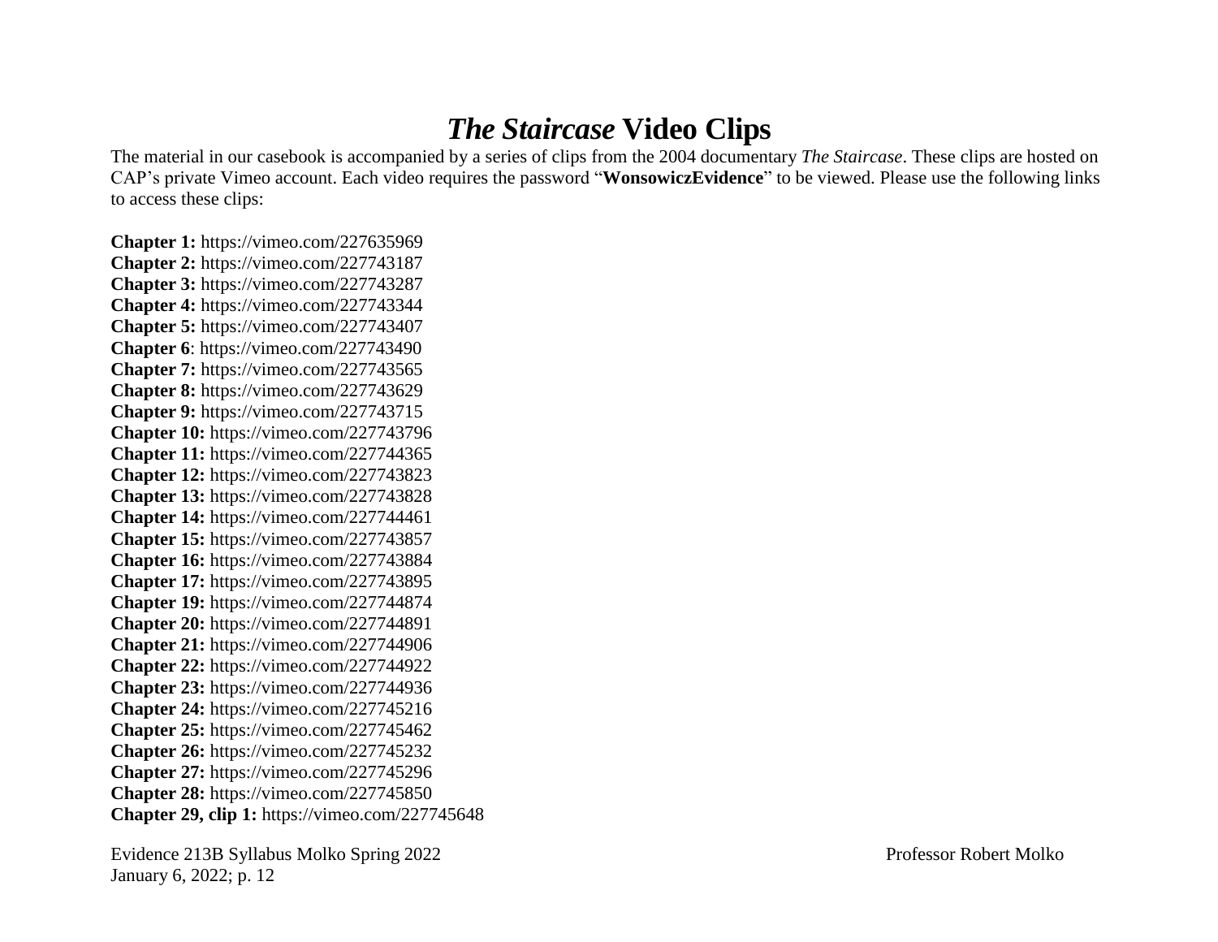# *The Staircase* Video Clips

The material in our casebook is accompanied by a series of clips from the 2004 documentary *The Staircase*. These clips are hosted on CAP's private Vimeo account. Each video requires the password "**WonsowiczEvidence**" to be viewed. Please use the following links to access these clips:

**Chapter 1:** https://vimeo.com/227635969
**Chapter 2:** https://vimeo.com/227743187
**Chapter 3:** https://vimeo.com/227743287
**Chapter 4:** https://vimeo.com/227743344
**Chapter 5:** https://vimeo.com/227743407
**Chapter 6**: https://vimeo.com/227743490
**Chapter 7:** https://vimeo.com/227743565
**Chapter 8:** https://vimeo.com/227743629
**Chapter 9:** https://vimeo.com/227743715
**Chapter 10:** https://vimeo.com/227743796
**Chapter 11:** https://vimeo.com/227744365
**Chapter 12:** https://vimeo.com/227743823
**Chapter 13:** https://vimeo.com/227743828
**Chapter 14:** https://vimeo.com/227744461
**Chapter 15:** https://vimeo.com/227743857
**Chapter 16:** https://vimeo.com/227743884
**Chapter 17:** https://vimeo.com/227743895
**Chapter 19:** https://vimeo.com/227744874
**Chapter 20:** https://vimeo.com/227744891
**Chapter 21:** https://vimeo.com/227744906
**Chapter 22:** https://vimeo.com/227744922
**Chapter 23:** https://vimeo.com/227744936
**Chapter 24:** https://vimeo.com/227745216
**Chapter 25:** https://vimeo.com/227745462
**Chapter 26:** https://vimeo.com/227745232
**Chapter 27:** https://vimeo.com/227745296
**Chapter 28:** https://vimeo.com/227745850
**Chapter 29, clip 1:** https://vimeo.com/227745648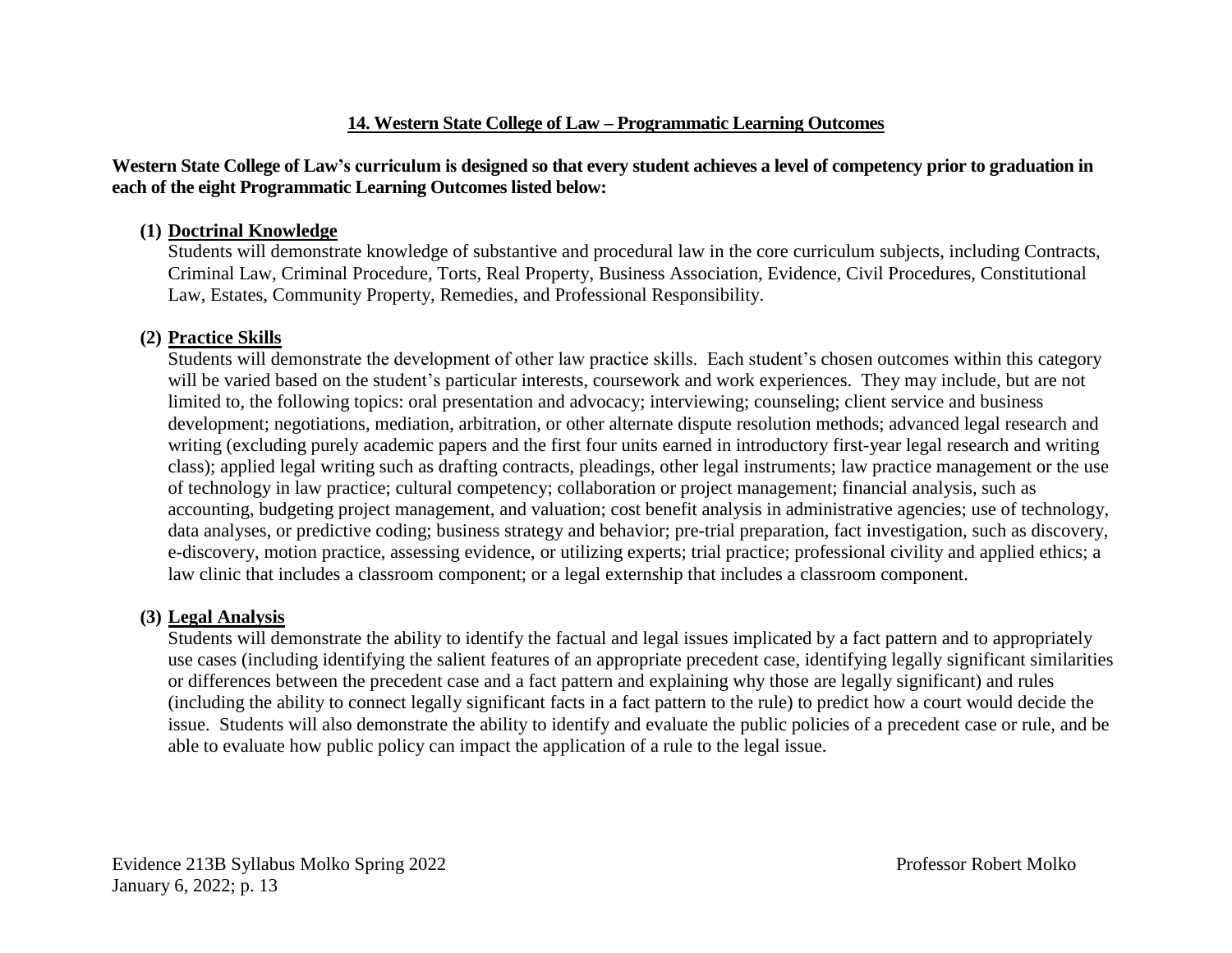## 14. Western State College of Law – Programmatic Learning Outcomes

**Western State College of Law's curriculum is designed so that every student achieves a level of competency prior to graduation in each of the eight Programmatic Learning Outcomes listed below:**

**(1) Doctrinal Knowledge**

Students will demonstrate knowledge of substantive and procedural law in the core curriculum subjects, including Contracts, Criminal Law, Criminal Procedure, Torts, Real Property, Business Association, Evidence, Civil Procedures, Constitutional Law, Estates, Community Property, Remedies, and Professional Responsibility.

**(2) Practice Skills**

Students will demonstrate the development of other law practice skills. Each student's chosen outcomes within this category will be varied based on the student's particular interests, coursework and work experiences. They may include, but are not limited to, the following topics: oral presentation and advocacy; interviewing; counseling; client service and business development; negotiations, mediation, arbitration, or other alternate dispute resolution methods; advanced legal research and writing (excluding purely academic papers and the first four units earned in introductory first-year legal research and writing class); applied legal writing such as drafting contracts, pleadings, other legal instruments; law practice management or the use of technology in law practice; cultural competency; collaboration or project management; financial analysis, such as accounting, budgeting project management, and valuation; cost benefit analysis in administrative agencies; use of technology, data analyses, or predictive coding; business strategy and behavior; pre-trial preparation, fact investigation, such as discovery, e-discovery, motion practice, assessing evidence, or utilizing experts; trial practice; professional civility and applied ethics; a law clinic that includes a classroom component; or a legal externship that includes a classroom component.

**(3) Legal Analysis**

Students will demonstrate the ability to identify the factual and legal issues implicated by a fact pattern and to appropriately use cases (including identifying the salient features of an appropriate precedent case, identifying legally significant similarities or differences between the precedent case and a fact pattern and explaining why those are legally significant) and rules (including the ability to connect legally significant facts in a fact pattern to the rule) to predict how a court would decide the issue. Students will also demonstrate the ability to identify and evaluate the public policies of a precedent case or rule, and be able to evaluate how public policy can impact the application of a rule to the legal issue.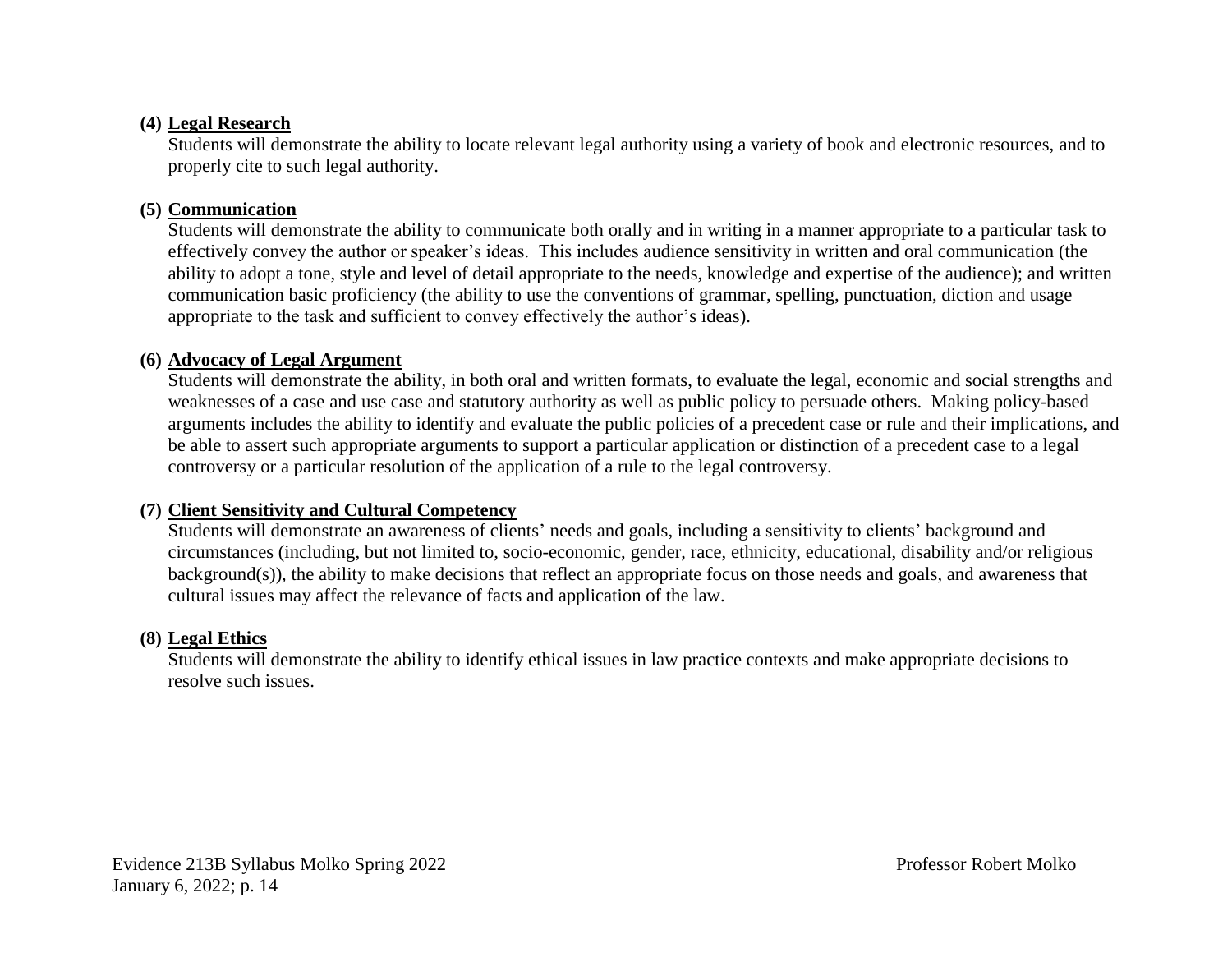**(4) Legal Research**

Students will demonstrate the ability to locate relevant legal authority using a variety of book and electronic resources, and to properly cite to such legal authority.

**(5) Communication**

Students will demonstrate the ability to communicate both orally and in writing in a manner appropriate to a particular task to effectively convey the author or speaker's ideas. This includes audience sensitivity in written and oral communication (the ability to adopt a tone, style and level of detail appropriate to the needs, knowledge and expertise of the audience); and written communication basic proficiency (the ability to use the conventions of grammar, spelling, punctuation, diction and usage appropriate to the task and sufficient to convey effectively the author's ideas).

**(6) Advocacy of Legal Argument**

Students will demonstrate the ability, in both oral and written formats, to evaluate the legal, economic and social strengths and weaknesses of a case and use case and statutory authority as well as public policy to persuade others. Making policy-based arguments includes the ability to identify and evaluate the public policies of a precedent case or rule and their implications, and be able to assert such appropriate arguments to support a particular application or distinction of a precedent case to a legal controversy or a particular resolution of the application of a rule to the legal controversy.

**(7) Client Sensitivity and Cultural Competency**

Students will demonstrate an awareness of clients' needs and goals, including a sensitivity to clients' background and circumstances (including, but not limited to, socio-economic, gender, race, ethnicity, educational, disability and/or religious background(s)), the ability to make decisions that reflect an appropriate focus on those needs and goals, and awareness that cultural issues may affect the relevance of facts and application of the law.

**(8) Legal Ethics**

Students will demonstrate the ability to identify ethical issues in law practice contexts and make appropriate decisions to resolve such issues.